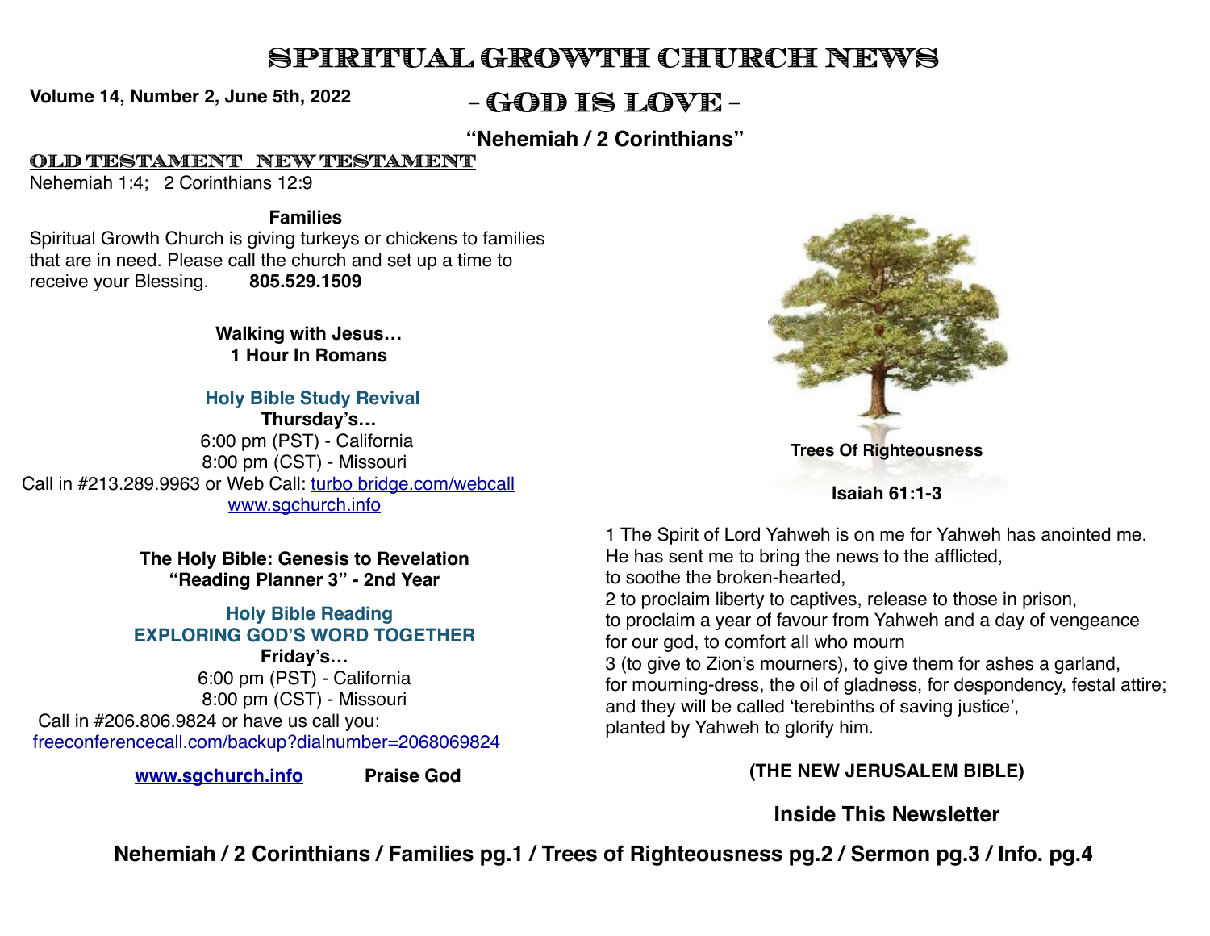# Spiritual Growth Church News

**Volume 14, Number 2, June 5th, 2022**

## – God is Love –

### "Nehemiah / 2 Corinthians"

**OLD TESTAMENT NEW TESTAMENT**

Nehemiah 1:4; 2 Corinthians 12:9

**Families**

Spiritual Growth Church is giving turkeys or chickens to families that are in need. Please call the church and set up a time to receive your Blessing. **805.529.1509**

**Walking with Jesus…**
**1 Hour In Romans**

**Holy Bible Study Revival**

**Thursday's…**

6:00 pm (PST) - California
8:00 pm (CST) - Missouri

Call in #213.289.9963 or Web Call: turbo bridge.com/webcall
www.sgchurch.info

**The Holy Bible: Genesis to Revelation**
**"Reading Planner 3" - 2nd Year**

**Holy Bible Reading**
**EXPLORING GOD'S WORD TOGETHER**

**Friday's…**

6:00 pm (PST) - California
8:00 pm (CST) - Missouri

Call in #206.806.9824 or have us call you:
freeconferencecall.com/backup?dialnumber=2068069824

**www.sgchurch.info** **Praise God**

**Trees Of Righteousness**

**Isaiah 61:1-3**

1 The Spirit of Lord Yahweh is on me for Yahweh has anointed me.
He has sent me to bring the news to the afflicted,
to soothe the broken-hearted,
2 to proclaim liberty to captives, release to those in prison,
to proclaim a year of favour from Yahweh and a day of vengeance
for our god, to comfort all who mourn
3 (to give to Zion's mourners), to give them for ashes a garland,
for mourning-dress, the oil of gladness, for despondency, festal attire;
and they will be called 'terebinths of saving justice',
planted by Yahweh to glorify him.

**(THE NEW JERUSALEM BIBLE)**

**Inside This Newsletter**

**Nehemiah / 2 Corinthians / Families pg.1 / Trees of Righteousness pg.2 / Sermon pg.3 / Info. pg.4**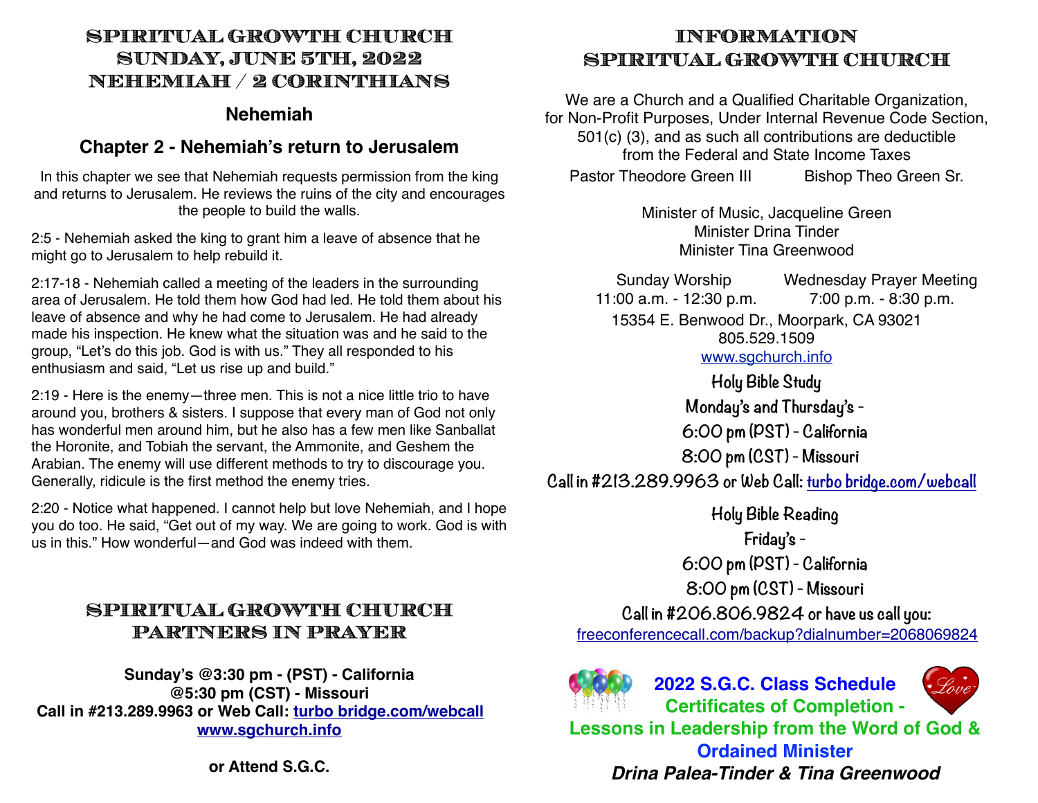# SPIRITUAL GROWTH CHURCH
# SUNDAY, JUNE 5TH, 2022
# NEHEMIAH / 2 CORINTHIANS

## Nehemiah

## Chapter 2 - Nehemiah's return to Jerusalem

In this chapter we see that Nehemiah requests permission from the king and returns to Jerusalem. He reviews the ruins of the city and encourages the people to build the walls.

2:5 - Nehemiah asked the king to grant him a leave of absence that he might go to Jerusalem to help rebuild it.

2:17-18 - Nehemiah called a meeting of the leaders in the surrounding area of Jerusalem. He told them how God had led. He told them about his leave of absence and why he had come to Jerusalem. He had already made his inspection. He knew what the situation was and he said to the group, "Let's do this job. God is with us." They all responded to his enthusiasm and said, "Let us rise up and build."

2:19 - Here is the enemy—three men. This is not a nice little trio to have around you, brothers & sisters. I suppose that every man of God not only has wonderful men around him, but he also has a few men like Sanballat the Horonite, and Tobiah the servant, the Ammonite, and Geshem the Arabian. The enemy will use different methods to try to discourage you. Generally, ridicule is the first method the enemy tries.

2:20 - Notice what happened. I cannot help but love Nehemiah, and I hope you do too. He said, "Get out of my way. We are going to work. God is with us in this." How wonderful—and God was indeed with them.

# SPIRITUAL GROWTH CHURCH
# PARTNERS IN PRAYER

**Sunday's @3:30 pm - (PST) - California**
**@5:30 pm (CST) - Missouri**
**Call in #213.289.9963 or Web Call: turbo bridge.com/webcall**
**www.sgchurch.info**

**or Attend S.G.C.**

# INFORMATION
# SPIRITUAL GROWTH CHURCH

We are a Church and a Qualified Charitable Organization, for Non-Profit Purposes, Under Internal Revenue Code Section, 501(c) (3), and as such all contributions are deductible from the Federal and State Income Taxes

Pastor Theodore Green III     Bishop Theo Green Sr.

Minister of Music, Jacqueline Green
Minister Drina Tinder
Minister Tina Greenwood

Sunday Worship     Wednesday Prayer Meeting
11:00 a.m. - 12:30 p.m.     7:00 p.m. - 8:30 p.m.

15354 E. Benwood Dr., Moorpark, CA 93021
805.529.1509
www.sgchurch.info

**Holy Bible Study**
**Monday's and Thursday's -**
**6:00 pm (PST) - California**
**8:00 pm (CST) - Missouri**
**Call in #213.289.9963 or Web Call: turbo bridge.com/webcall**

**Holy Bible Reading**
**Friday's -**
**6:00 pm (PST) - California**
**8:00 pm (CST) - Missouri**
**Call in #206.806.9824 or have us call you:**
freeconferencecall.com/backup?dialnumber=2068069824

**2022 S.G.C. Class Schedule**
**Certificates of Completion -**
**Lessons in Leadership from the Word of God &**
**Ordained Minister**
***Drina Palea-Tinder & Tina Greenwood***